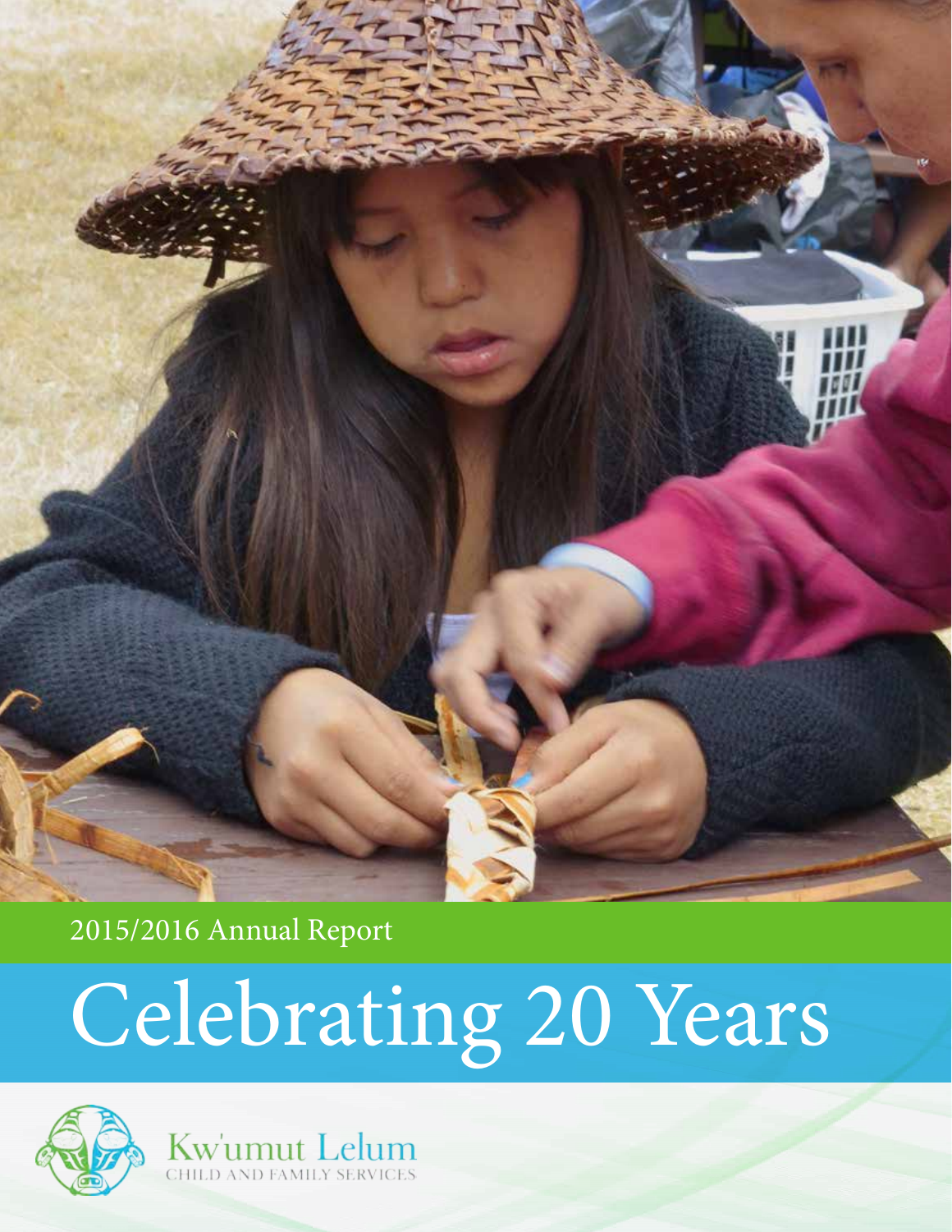2015/2016 Annual Report

# Celebrating 20 Years

Kw'umut Lelum

CHILD AND FAMILY SERVICES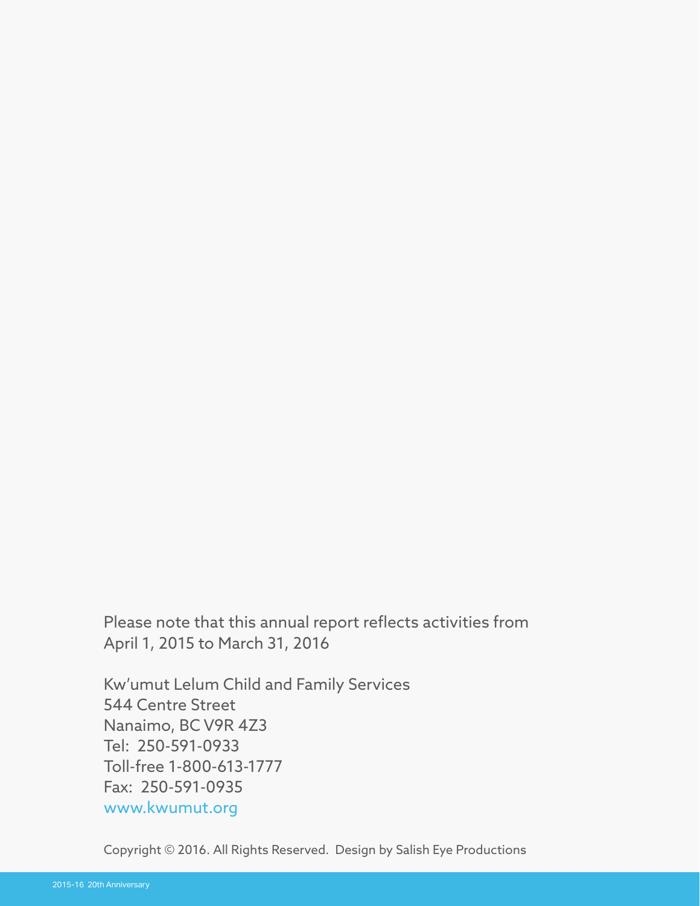Please note that this annual report reflects activities from April 1, 2015 to March 31, 2016

Kw'umut Lelum Child and Family Services
544 Centre Street
Nanaimo, BC V9R 4Z3
Tel: 250-591-0933
Toll-free 1-800-613-1777
Fax: 250-591-0935
www.kwumut.org

Copyright © 2016. All Rights Reserved. Design by Salish Eye Productions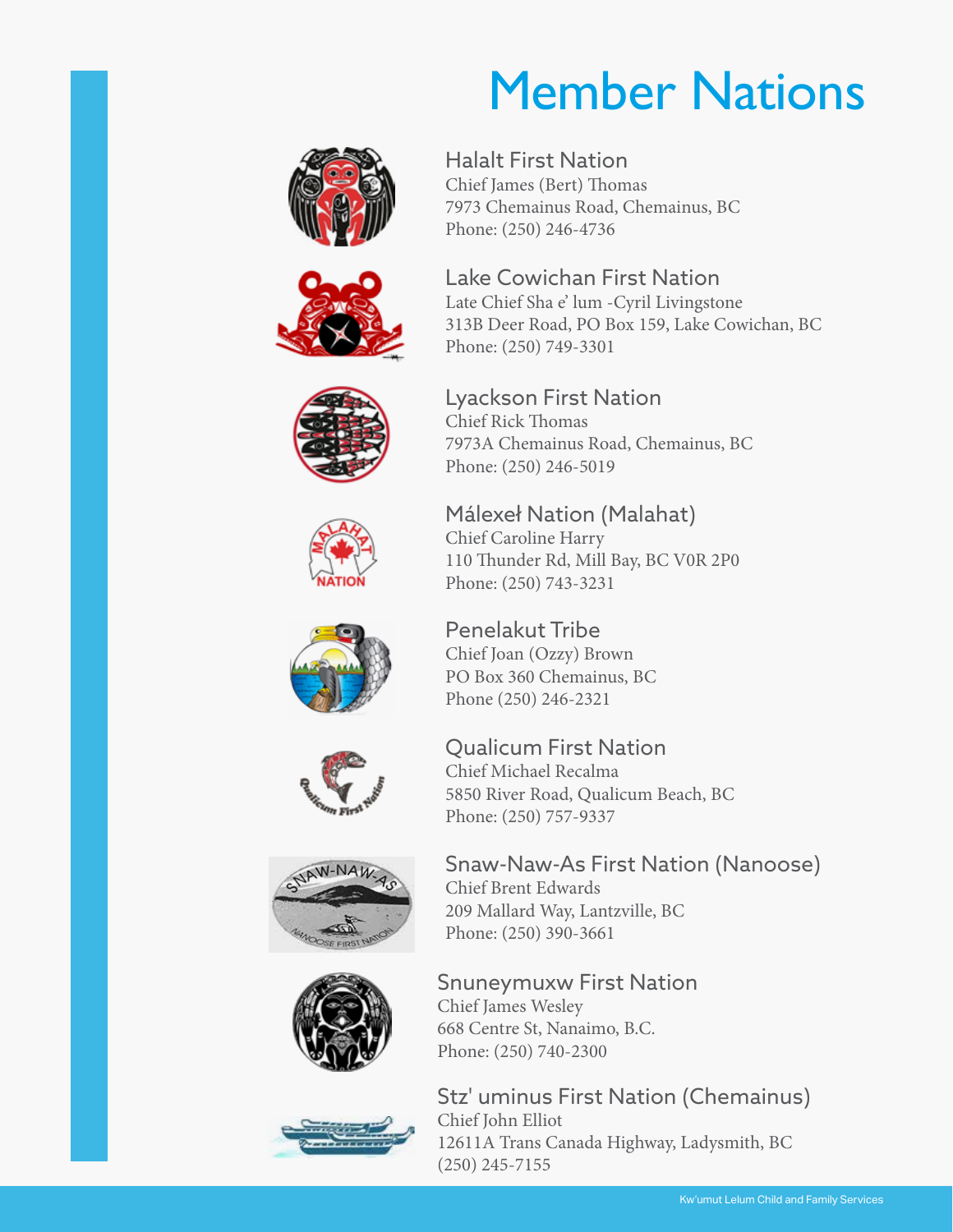# Member Nations

## Halalt First Nation

Chief James (Bert) Thomas
7973 Chemainus Road, Chemainus, BC
Phone: (250) 246-4736

## Lake Cowichan First Nation

Late Chief Sha e' lum -Cyril Livingstone
313B Deer Road, PO Box 159, Lake Cowichan, BC
Phone: (250) 749-3301

## Lyackson First Nation

Chief Rick Thomas
7973A Chemainus Road, Chemainus, BC
Phone: (250) 246-5019

## Málexeł Nation (Malahat)

Chief Caroline Harry
110 Thunder Rd, Mill Bay, BC V0R 2P0
Phone: (250) 743-3231

## Penelakut Tribe

Chief Joan (Ozzy) Brown
PO Box 360 Chemainus, BC
Phone (250) 246-2321

## Qualicum First Nation

Chief Michael Recalma
5850 River Road, Qualicum Beach, BC
Phone: (250) 757-9337

## Snaw-Naw-As First Nation (Nanoose)

Chief Brent Edwards
209 Mallard Way, Lantzville, BC
Phone: (250) 390-3661

## Snuneymuxw First Nation

Chief James Wesley
668 Centre St, Nanaimo, B.C.
Phone: (250) 740-2300

## Stz' uminus First Nation (Chemainus)

Chief John Elliot
12611A Trans Canada Highway, Ladysmith, BC
(250) 245-7155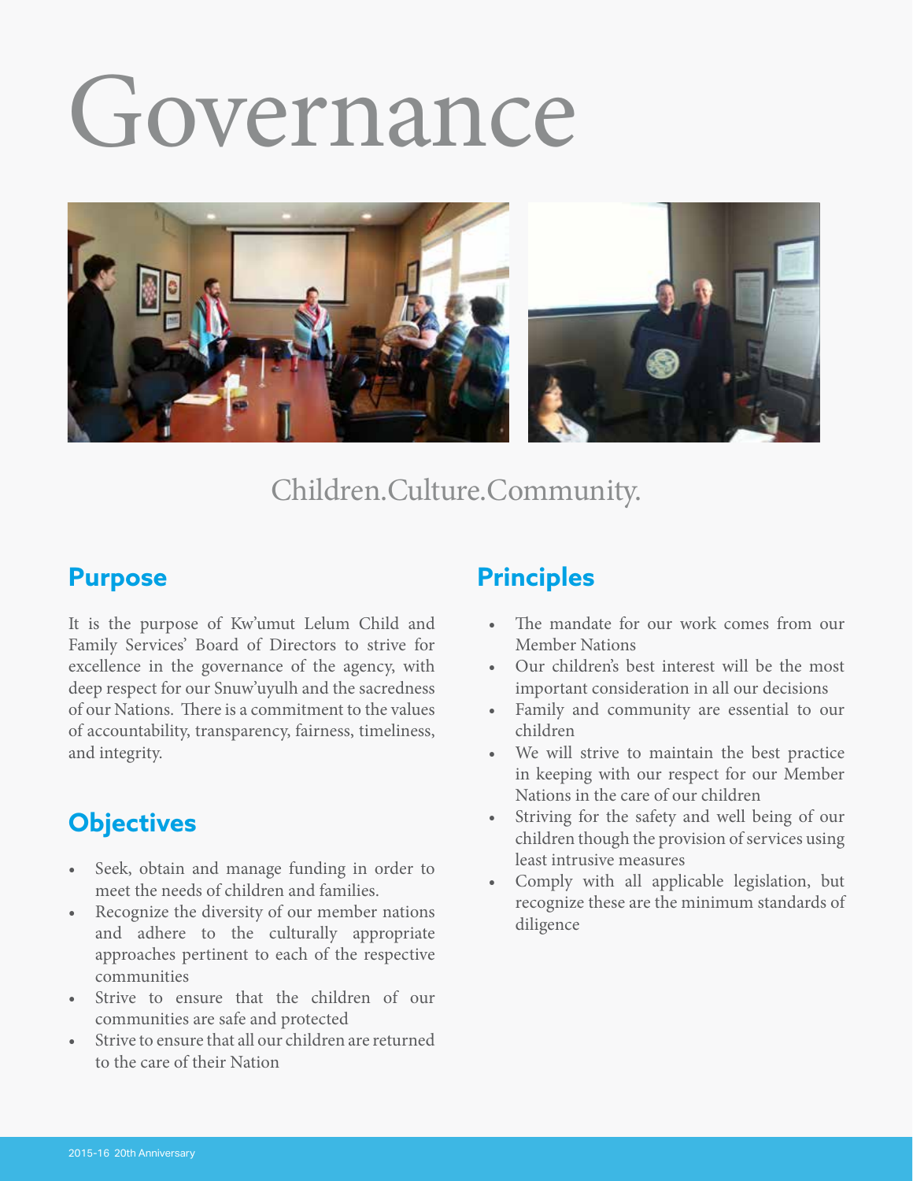# Governance

Children.Culture.Community.

## Purpose

It is the purpose of Kw'umut Lelum Child and Family Services' Board of Directors to strive for excellence in the governance of the agency, with deep respect for our Snuw'uyulh and the sacredness of our Nations. There is a commitment to the values of accountability, transparency, fairness, timeliness, and integrity.

## Objectives

- Seek, obtain and manage funding in order to meet the needs of children and families.
- Recognize the diversity of our member nations and adhere to the culturally appropriate approaches pertinent to each of the respective communities
- Strive to ensure that the children of our communities are safe and protected
- Strive to ensure that all our children are returned to the care of their Nation

## Principles

- The mandate for our work comes from our Member Nations
- Our children's best interest will be the most important consideration in all our decisions
- Family and community are essential to our children
- We will strive to maintain the best practice in keeping with our respect for our Member Nations in the care of our children
- Striving for the safety and well being of our children though the provision of services using least intrusive measures
- Comply with all applicable legislation, but recognize these are the minimum standards of diligence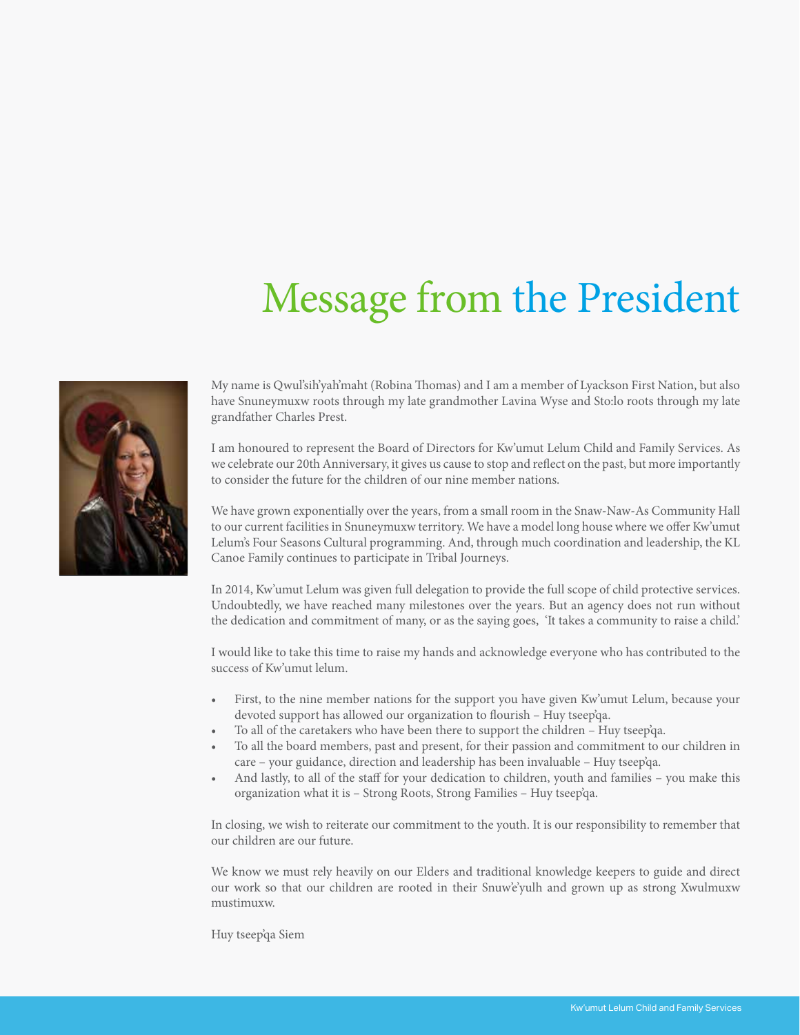# Message from the President

My name is Qwul'sih'yah'maht (Robina Thomas) and I am a member of Lyackson First Nation, but also have Snuneymuxw roots through my late grandmother Lavina Wyse and Sto:lo roots through my late grandfather Charles Prest.

I am honoured to represent the Board of Directors for Kw'umut Lelum Child and Family Services. As we celebrate our 20th Anniversary, it gives us cause to stop and reflect on the past, but more importantly to consider the future for the children of our nine member nations.

We have grown exponentially over the years, from a small room in the Snaw-Naw-As Community Hall to our current facilities in Snuneymuxw territory. We have a model long house where we offer Kw'umut Lelum's Four Seasons Cultural programming. And, through much coordination and leadership, the KL Canoe Family continues to participate in Tribal Journeys.

In 2014, Kw'umut Lelum was given full delegation to provide the full scope of child protective services. Undoubtedly, we have reached many milestones over the years. But an agency does not run without the dedication and commitment of many, or as the saying goes, 'It takes a community to raise a child.'

I would like to take this time to raise my hands and acknowledge everyone who has contributed to the success of Kw'umut lelum.

- First, to the nine member nations for the support you have given Kw'umut Lelum, because your devoted support has allowed our organization to flourish – Huy tseep'qa.
- To all of the caretakers who have been there to support the children – Huy tseep'qa.
- To all the board members, past and present, for their passion and commitment to our children in care – your guidance, direction and leadership has been invaluable – Huy tseep'qa.
- And lastly, to all of the staff for your dedication to children, youth and families – you make this organization what it is – Strong Roots, Strong Families – Huy tseep'qa.

In closing, we wish to reiterate our commitment to the youth. It is our responsibility to remember that our children are our future.

We know we must rely heavily on our Elders and traditional knowledge keepers to guide and direct our work so that our children are rooted in their Snuw'e'yulh and grown up as strong Xwulmuxw mustimuxw.

Huy tseep'qa Siem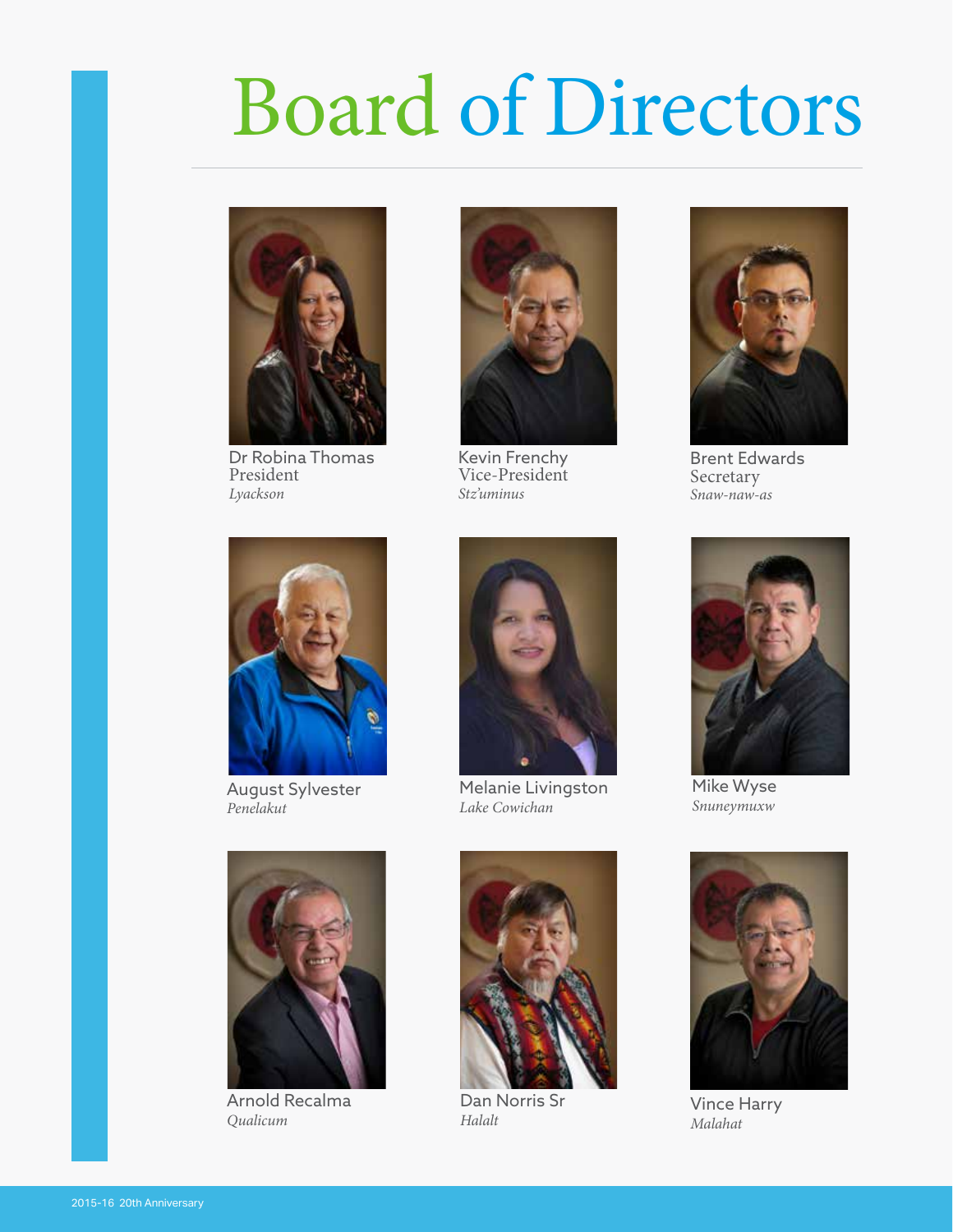# Board of Directors

Dr Robina Thomas
President
*Lyackson*

Kevin Frenchy
Vice-President
*Stz'uminus*

Brent Edwards
Secretary
*Snaw-naw-as*

August Sylvester
*Penelakut*

Melanie Livingston
*Lake Cowichan*

Mike Wyse
*Snuneymuxw*

Arnold Recalma
*Qualicum*

Dan Norris Sr
*Halalt*

Vince Harry
*Malahat*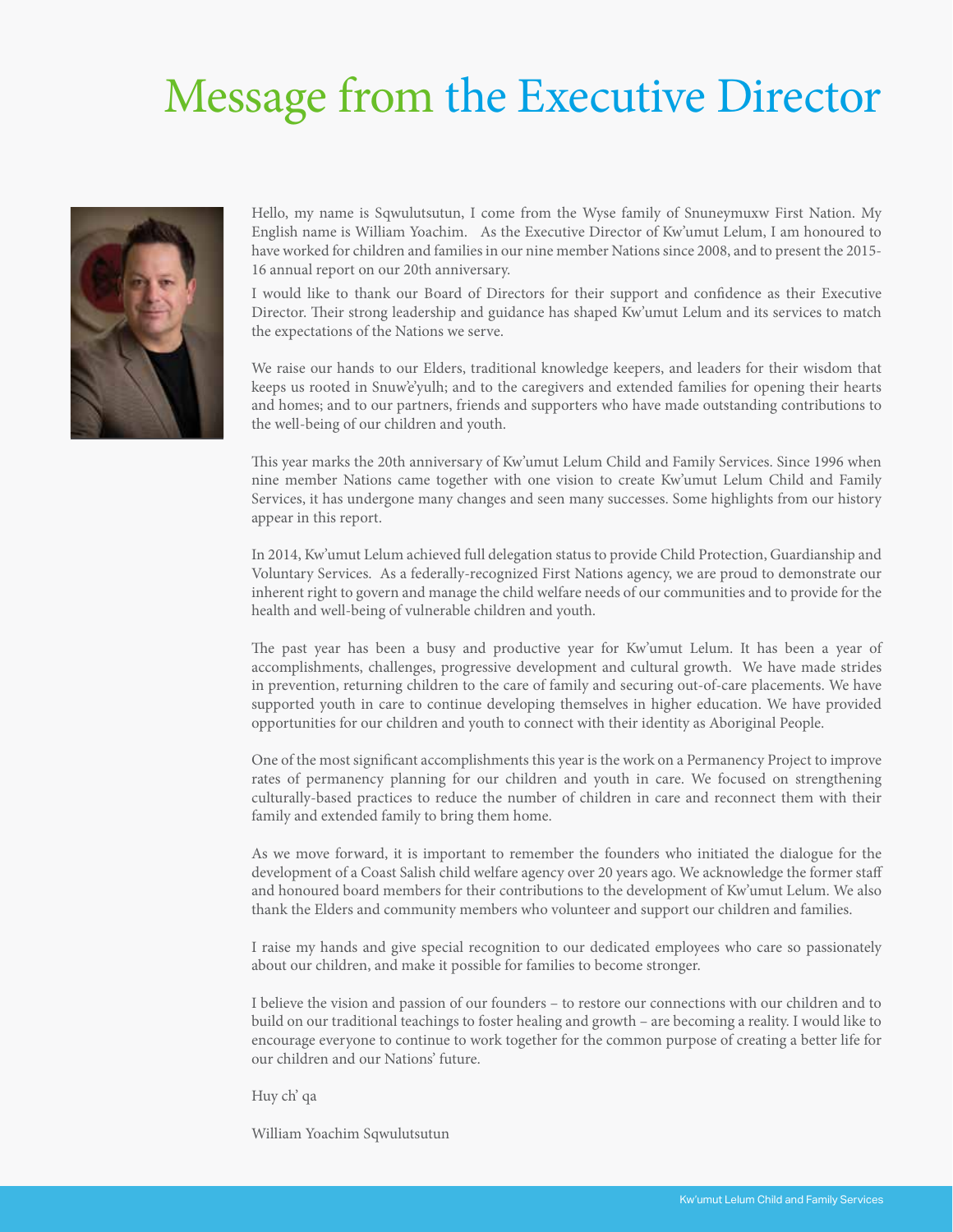# Message from the Executive Director

Hello, my name is Sqwulutsutun, I come from the Wyse family of Snuneymuxw First Nation. My English name is William Yoachim. As the Executive Director of Kw'umut Lelum, I am honoured to have worked for children and families in our nine member Nations since 2008, and to present the 2015-16 annual report on our 20th anniversary.

I would like to thank our Board of Directors for their support and confidence as their Executive Director. Their strong leadership and guidance has shaped Kw'umut Lelum and its services to match the expectations of the Nations we serve.

We raise our hands to our Elders, traditional knowledge keepers, and leaders for their wisdom that keeps us rooted in Snuw'e'yulh; and to the caregivers and extended families for opening their hearts and homes; and to our partners, friends and supporters who have made outstanding contributions to the well-being of our children and youth.

This year marks the 20th anniversary of Kw'umut Lelum Child and Family Services. Since 1996 when nine member Nations came together with one vision to create Kw'umut Lelum Child and Family Services, it has undergone many changes and seen many successes. Some highlights from our history appear in this report.

In 2014, Kw'umut Lelum achieved full delegation status to provide Child Protection, Guardianship and Voluntary Services. As a federally-recognized First Nations agency, we are proud to demonstrate our inherent right to govern and manage the child welfare needs of our communities and to provide for the health and well-being of vulnerable children and youth.

The past year has been a busy and productive year for Kw'umut Lelum. It has been a year of accomplishments, challenges, progressive development and cultural growth. We have made strides in prevention, returning children to the care of family and securing out-of-care placements. We have supported youth in care to continue developing themselves in higher education. We have provided opportunities for our children and youth to connect with their identity as Aboriginal People.

One of the most significant accomplishments this year is the work on a Permanency Project to improve rates of permanency planning for our children and youth in care. We focused on strengthening culturally-based practices to reduce the number of children in care and reconnect them with their family and extended family to bring them home.

As we move forward, it is important to remember the founders who initiated the dialogue for the development of a Coast Salish child welfare agency over 20 years ago. We acknowledge the former staff and honoured board members for their contributions to the development of Kw'umut Lelum. We also thank the Elders and community members who volunteer and support our children and families.

I raise my hands and give special recognition to our dedicated employees who care so passionately about our children, and make it possible for families to become stronger.

I believe the vision and passion of our founders – to restore our connections with our children and to build on our traditional teachings to foster healing and growth – are becoming a reality. I would like to encourage everyone to continue to work together for the common purpose of creating a better life for our children and our Nations' future.

Huy ch' qa

William Yoachim Sqwulutsutun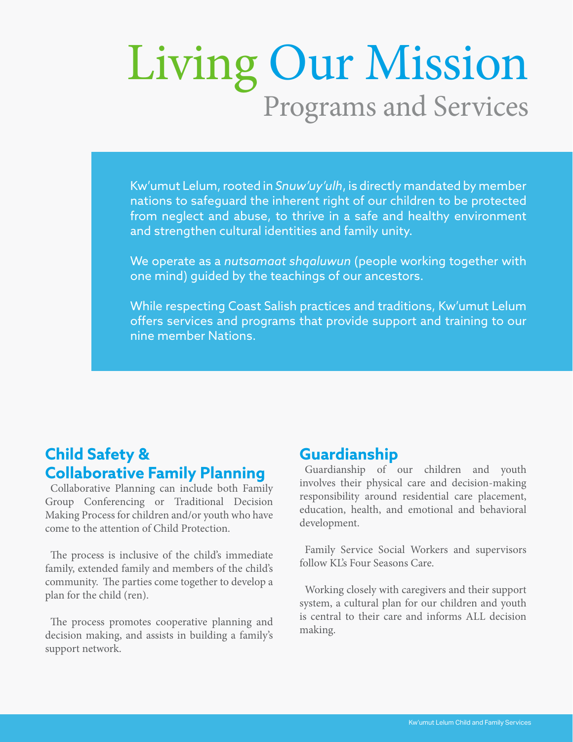# Living Our Mission

## Programs and Services

Kw'umut Lelum, rooted in *Snuw'uy'ulh*, is directly mandated by member nations to safeguard the inherent right of our children to be protected from neglect and abuse, to thrive in a safe and healthy environment and strengthen cultural identities and family unity.

We operate as a *nutsamaat shqaluwun* (people working together with one mind) guided by the teachings of our ancestors.

While respecting Coast Salish practices and traditions, Kw'umut Lelum offers services and programs that provide support and training to our nine member Nations.

### Child Safety & Collaborative Family Planning

Collaborative Planning can include both Family Group Conferencing or Traditional Decision Making Process for children and/or youth who have come to the attention of Child Protection.

The process is inclusive of the child's immediate family, extended family and members of the child's community. The parties come together to develop a plan for the child (ren).

The process promotes cooperative planning and decision making, and assists in building a family's support network.

### Guardianship

Guardianship of our children and youth involves their physical care and decision-making responsibility around residential care placement, education, health, and emotional and behavioral development.

Family Service Social Workers and supervisors follow KL's Four Seasons Care.

Working closely with caregivers and their support system, a cultural plan for our children and youth is central to their care and informs ALL decision making.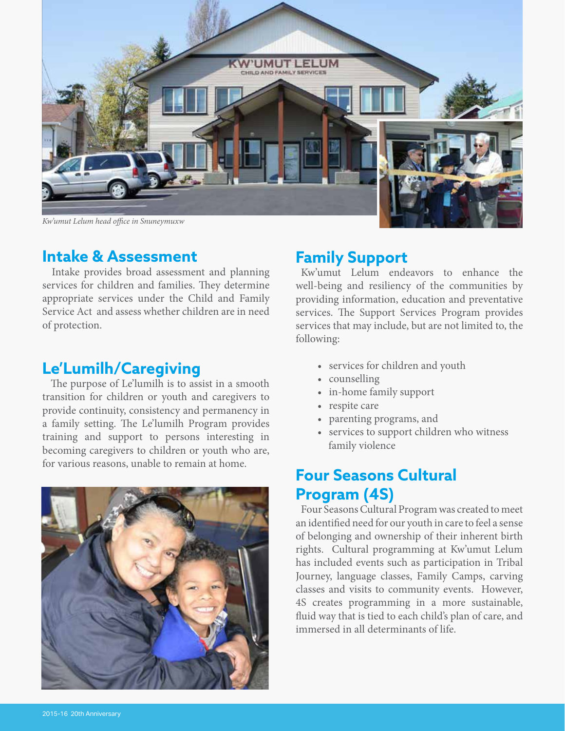*Kw'umut Lelum head office in Snuneymuxw*

## Intake & Assessment

Intake provides broad assessment and planning services for children and families. They determine appropriate services under the Child and Family Service Act and assess whether children are in need of protection.

## Le'Lumilh/Caregiving

The purpose of Le'lumilh is to assist in a smooth transition for children or youth and caregivers to provide continuity, consistency and permanency in a family setting. The Le'lumilh Program provides training and support to persons interesting in becoming caregivers to children or youth who are, for various reasons, unable to remain at home.

## Family Support

Kw'umut Lelum endeavors to enhance the well-being and resiliency of the communities by providing information, education and preventative services. The Support Services Program provides services that may include, but are not limited to, the following:

- services for children and youth
- counselling
- in-home family support
- respite care
- parenting programs, and
- services to support children who witness family violence

## Four Seasons Cultural Program (4S)

Four Seasons Cultural Program was created to meet an identified need for our youth in care to feel a sense of belonging and ownership of their inherent birth rights. Cultural programming at Kw'umut Lelum has included events such as participation in Tribal Journey, language classes, Family Camps, carving classes and visits to community events. However, 4S creates programming in a more sustainable, fluid way that is tied to each child's plan of care, and immersed in all determinants of life.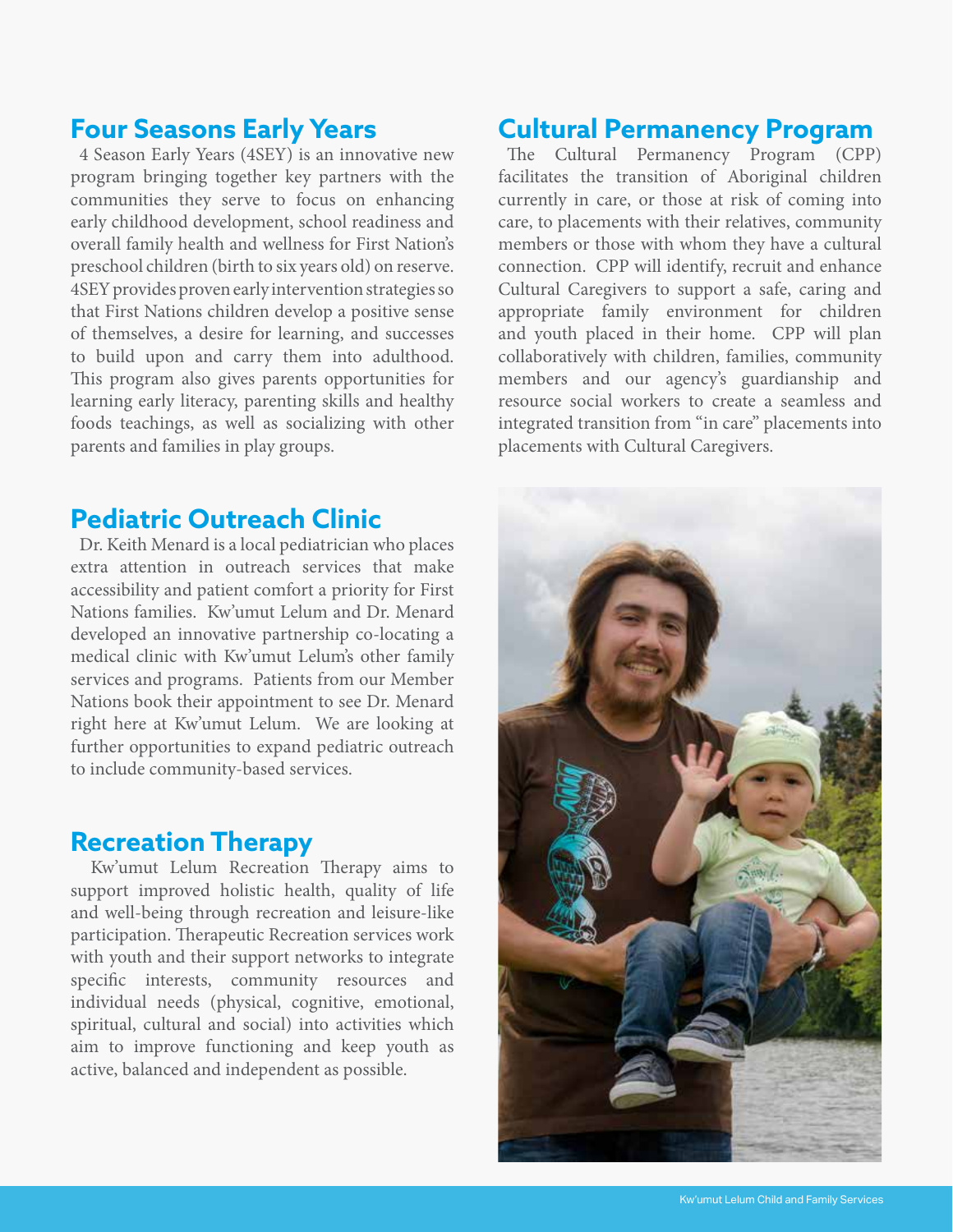## Four Seasons Early Years

4 Season Early Years (4SEY) is an innovative new program bringing together key partners with the communities they serve to focus on enhancing early childhood development, school readiness and overall family health and wellness for First Nation's preschool children (birth to six years old) on reserve. 4SEY provides proven early intervention strategies so that First Nations children develop a positive sense of themselves, a desire for learning, and successes to build upon and carry them into adulthood. This program also gives parents opportunities for learning early literacy, parenting skills and healthy foods teachings, as well as socializing with other parents and families in play groups.

## Pediatric Outreach Clinic

Dr. Keith Menard is a local pediatrician who places extra attention in outreach services that make accessibility and patient comfort a priority for First Nations families. Kw'umut Lelum and Dr. Menard developed an innovative partnership co-locating a medical clinic with Kw'umut Lelum's other family services and programs. Patients from our Member Nations book their appointment to see Dr. Menard right here at Kw'umut Lelum. We are looking at further opportunities to expand pediatric outreach to include community-based services.

## Recreation Therapy

Kw'umut Lelum Recreation Therapy aims to support improved holistic health, quality of life and well-being through recreation and leisure-like participation. Therapeutic Recreation services work with youth and their support networks to integrate specific interests, community resources and individual needs (physical, cognitive, emotional, spiritual, cultural and social) into activities which aim to improve functioning and keep youth as active, balanced and independent as possible.

## Cultural Permanency Program

The Cultural Permanency Program (CPP) facilitates the transition of Aboriginal children currently in care, or those at risk of coming into care, to placements with their relatives, community members or those with whom they have a cultural connection. CPP will identify, recruit and enhance Cultural Caregivers to support a safe, caring and appropriate family environment for children and youth placed in their home. CPP will plan collaboratively with children, families, community members and our agency's guardianship and resource social workers to create a seamless and integrated transition from "in care" placements into placements with Cultural Caregivers.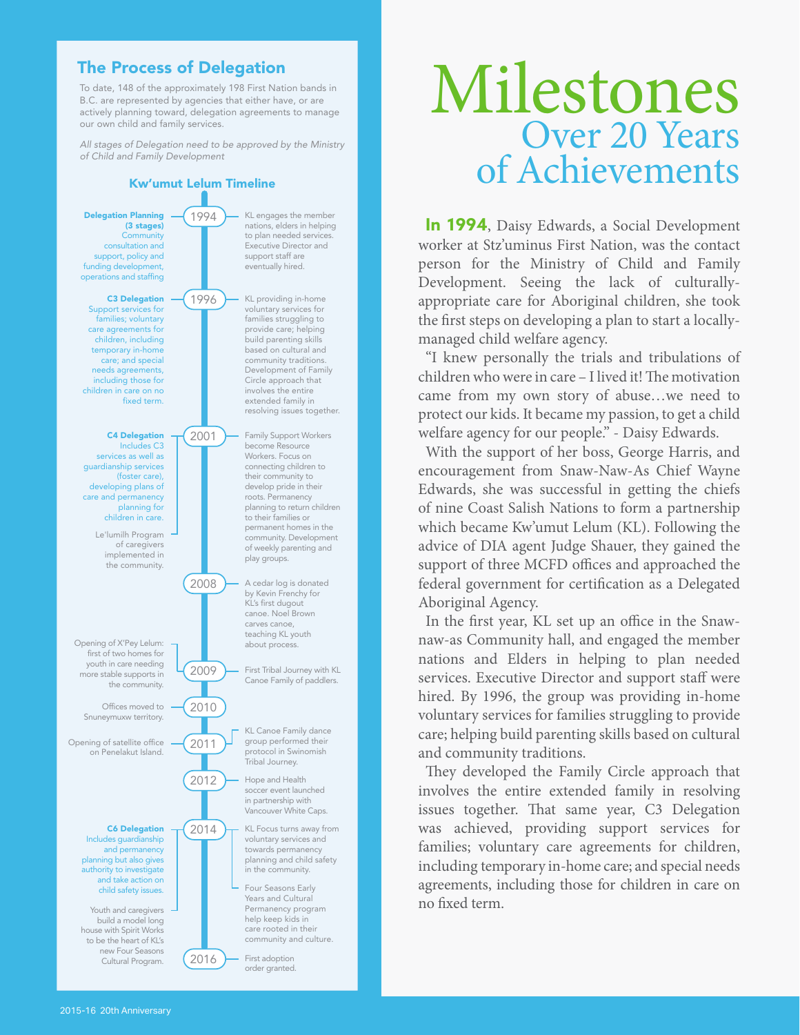## The Process of Delegation

To date, 148 of the approximately 198 First Nation bands in B.C. are represented by agencies that either have, or are actively planning toward, delegation agreements to manage our own child and family services.

*All stages of Delegation need to be approved by the Ministry of Child and Family Development*

### Kw'umut Lelum Timeline

**1994**
- **Delegation Planning (3 stages)** Community consultation and support, policy and funding development, operations and staffing
- KL engages the member nations, elders in helping to plan needed services. Executive Director and support staff are eventually hired.

**1996**
- **C3 Delegation** Support services for families; voluntary care agreements for children, including temporary in-home care; and special needs agreements, including those for children in care on no fixed term.
- KL providing in-home voluntary services for families struggling to provide care; helping build parenting skills based on cultural and community traditions. Development of Family Circle approach that involves the entire extended family in resolving issues together.

**2001**
- **C4 Delegation** Includes C3 services as well as guardianship services (foster care), developing plans of care and permanency planning for children in care.
- Le'lumilh Program of caregivers implemented in the community.
- Family Support Workers become Resource Workers. Focus on connecting children to their community to develop pride in their roots. Permanency planning to return children to their families or permanent homes in the community. Development of weekly parenting and play groups.

**2008**
- A cedar log is donated by Kevin Frenchy for KL's first dugout canoe. Noel Brown carves canoe, teaching KL youth about process.

**2009**
- Opening of X'Pey Lelum: first of two homes for youth in care needing more stable supports in the community.
- First Tribal Journey with KL Canoe Family of paddlers.

**2010**
- Offices moved to Snuneymuxw territory.

**2011**
- Opening of satellite office on Penelakut Island.
- KL Canoe Family dance group performed their protocol in Swinomish Tribal Journey.

**2012**
- Hope and Health soccer event launched in partnership with Vancouver White Caps.

**2014**
- **C6 Delegation** Includes guardianship and permanency planning but also gives authority to investigate and take action on child safety issues.
- Youth and caregivers build a model long house with Spirit Works to be the heart of KL's new Four Seasons Cultural Program.
- KL Focus turns away from voluntary services and towards permanency planning and child safety in the community.
- Four Seasons Early Years and Cultural Permanency program help keep kids in care rooted in their community and culture.

**2016**
- First adoption order granted.

# Milestones
## Over 20 Years of Achievements

**In 1994**, Daisy Edwards, a Social Development worker at Stz'uminus First Nation, was the contact person for the Ministry of Child and Family Development. Seeing the lack of culturally-appropriate care for Aboriginal children, she took the first steps on developing a plan to start a locally-managed child welfare agency.

"I knew personally the trials and tribulations of children who were in care – I lived it! The motivation came from my own story of abuse…we need to protect our kids. It became my passion, to get a child welfare agency for our people." - Daisy Edwards.

With the support of her boss, George Harris, and encouragement from Snaw-Naw-As Chief Wayne Edwards, she was successful in getting the chiefs of nine Coast Salish Nations to form a partnership which became Kw'umut Lelum (KL). Following the advice of DIA agent Judge Shauer, they gained the support of three MCFD offices and approached the federal government for certification as a Delegated Aboriginal Agency.

In the first year, KL set up an office in the Snaw-naw-as Community hall, and engaged the member nations and Elders in helping to plan needed services. Executive Director and support staff were hired. By 1996, the group was providing in-home voluntary services for families struggling to provide care; helping build parenting skills based on cultural and community traditions.

They developed the Family Circle approach that involves the entire extended family in resolving issues together. That same year, C3 Delegation was achieved, providing support services for families; voluntary care agreements for children, including temporary in-home care; and special needs agreements, including those for children in care on no fixed term.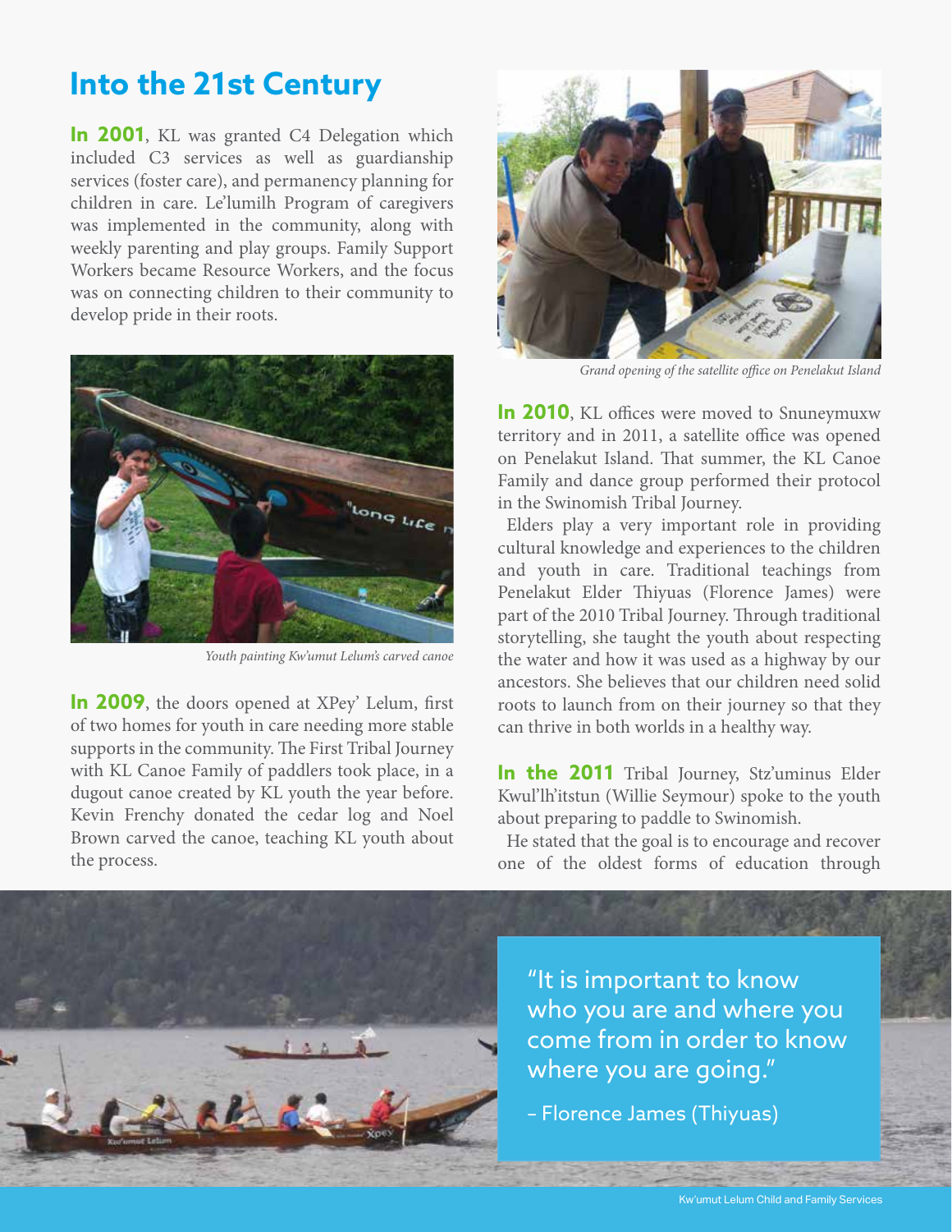# Into the 21st Century

**In 2001**, KL was granted C4 Delegation which included C3 services as well as guardianship services (foster care), and permanency planning for children in care. Le'lumilh Program of caregivers was implemented in the community, along with weekly parenting and play groups. Family Support Workers became Resource Workers, and the focus was on connecting children to their community to develop pride in their roots.

*Youth painting Kw'umut Lelum's carved canoe*

**In 2009**, the doors opened at XPey' Lelum, first of two homes for youth in care needing more stable supports in the community. The First Tribal Journey with KL Canoe Family of paddlers took place, in a dugout canoe created by KL youth the year before. Kevin Frenchy donated the cedar log and Noel Brown carved the canoe, teaching KL youth about the process.

*Grand opening of the satellite office on Penelakut Island*

**In 2010**, KL offices were moved to Snuneymuxw territory and in 2011, a satellite office was opened on Penelakut Island. That summer, the KL Canoe Family and dance group performed their protocol in the Swinomish Tribal Journey.

Elders play a very important role in providing cultural knowledge and experiences to the children and youth in care. Traditional teachings from Penelakut Elder Thiyuas (Florence James) were part of the 2010 Tribal Journey. Through traditional storytelling, she taught the youth about respecting the water and how it was used as a highway by our ancestors. She believes that our children need solid roots to launch from on their journey so that they can thrive in both worlds in a healthy way.

**In the 2011** Tribal Journey, Stz'uminus Elder Kwul'lh'itstun (Willie Seymour) spoke to the youth about preparing to paddle to Swinomish.

He stated that the goal is to encourage and recover one of the oldest forms of education through

> "It is important to know who you are and where you come from in order to know where you are going."
>
> – Florence James (Thiyuas)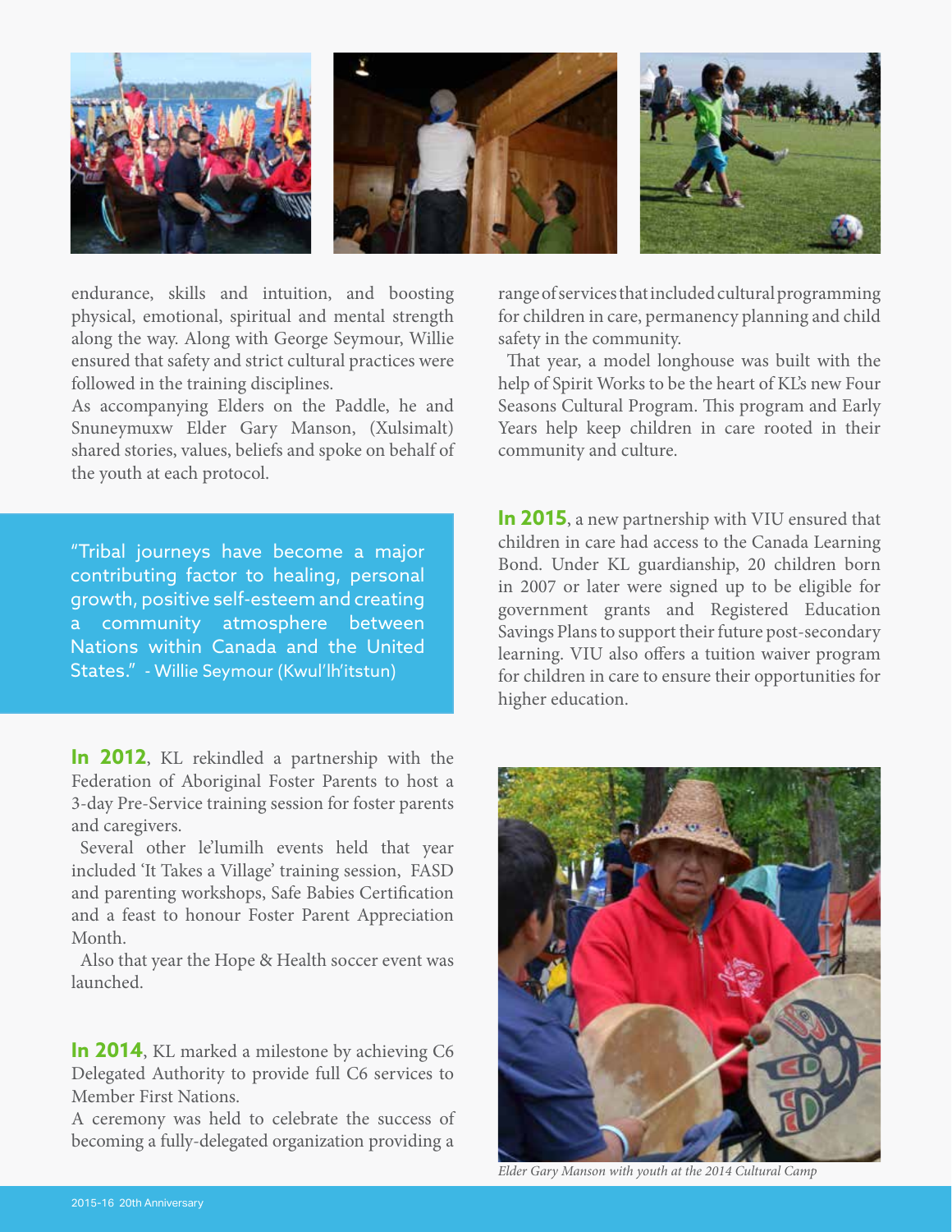endurance, skills and intuition, and boosting physical, emotional, spiritual and mental strength along the way. Along with George Seymour, Willie ensured that safety and strict cultural practices were followed in the training disciplines.

As accompanying Elders on the Paddle, he and Snuneymuxw Elder Gary Manson, (Xulsimalt) shared stories, values, beliefs and spoke on behalf of the youth at each protocol.

"Tribal journeys have become a major contributing factor to healing, personal growth, positive self-esteem and creating a community atmosphere between Nations within Canada and the United States." - Willie Seymour (Kwul'lh'itstun)

**In 2012**, KL rekindled a partnership with the Federation of Aboriginal Foster Parents to host a 3-day Pre-Service training session for foster parents and caregivers.

Several other le'lumilh events held that year included 'It Takes a Village' training session, FASD and parenting workshops, Safe Babies Certification and a feast to honour Foster Parent Appreciation Month.

Also that year the Hope & Health soccer event was launched.

**In 2014**, KL marked a milestone by achieving C6 Delegated Authority to provide full C6 services to Member First Nations.

A ceremony was held to celebrate the success of becoming a fully-delegated organization providing a range of services that included cultural programming for children in care, permanency planning and child safety in the community.

That year, a model longhouse was built with the help of Spirit Works to be the heart of KL's new Four Seasons Cultural Program. This program and Early Years help keep children in care rooted in their community and culture.

**In 2015**, a new partnership with VIU ensured that children in care had access to the Canada Learning Bond. Under KL guardianship, 20 children born in 2007 or later were signed up to be eligible for government grants and Registered Education Savings Plans to support their future post-secondary learning. VIU also offers a tuition waiver program for children in care to ensure their opportunities for higher education.

*Elder Gary Manson with youth at the 2014 Cultural Camp*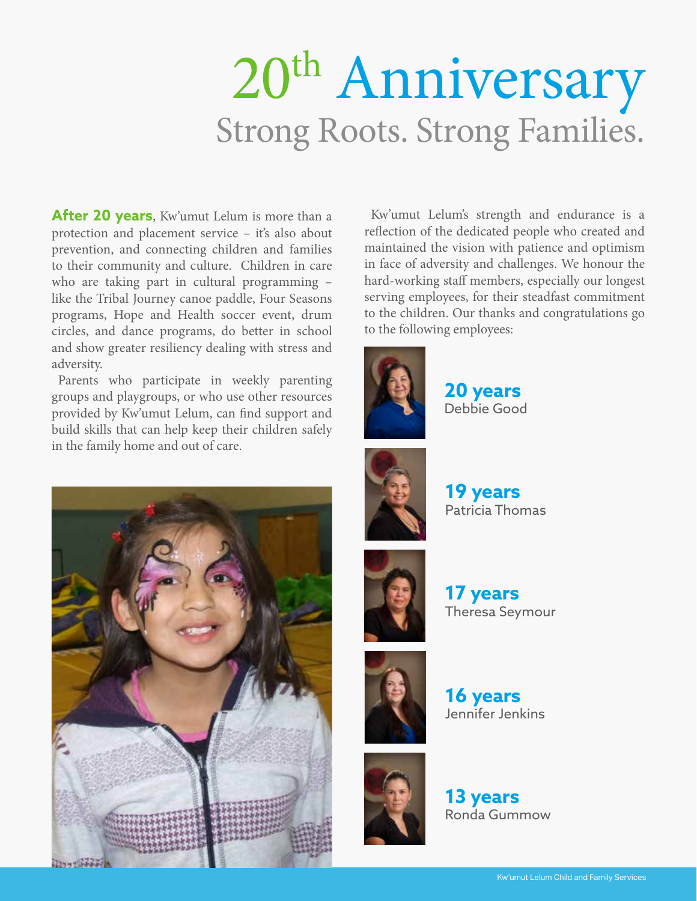# $20^{th}$ Anniversary

## Strong Roots. Strong Families.

**After 20 years**, Kw'umut Lelum is more than a protection and placement service – it's also about prevention, and connecting children and families to their community and culture. Children in care who are taking part in cultural programming – like the Tribal Journey canoe paddle, Four Seasons programs, Hope and Health soccer event, drum circles, and dance programs, do better in school and show greater resiliency dealing with stress and adversity.

Parents who participate in weekly parenting groups and playgroups, or who use other resources provided by Kw'umut Lelum, can find support and build skills that can help keep their children safely in the family home and out of care.

Kw'umut Lelum's strength and endurance is a reflection of the dedicated people who created and maintained the vision with patience and optimism in face of adversity and challenges. We honour the hard-working staff members, especially our longest serving employees, for their steadfast commitment to the children. Our thanks and congratulations go to the following employees:

**20 years**
Debbie Good

**19 years**
Patricia Thomas

**17 years**
Theresa Seymour

**16 years**
Jennifer Jenkins

**13 years**
Ronda Gummow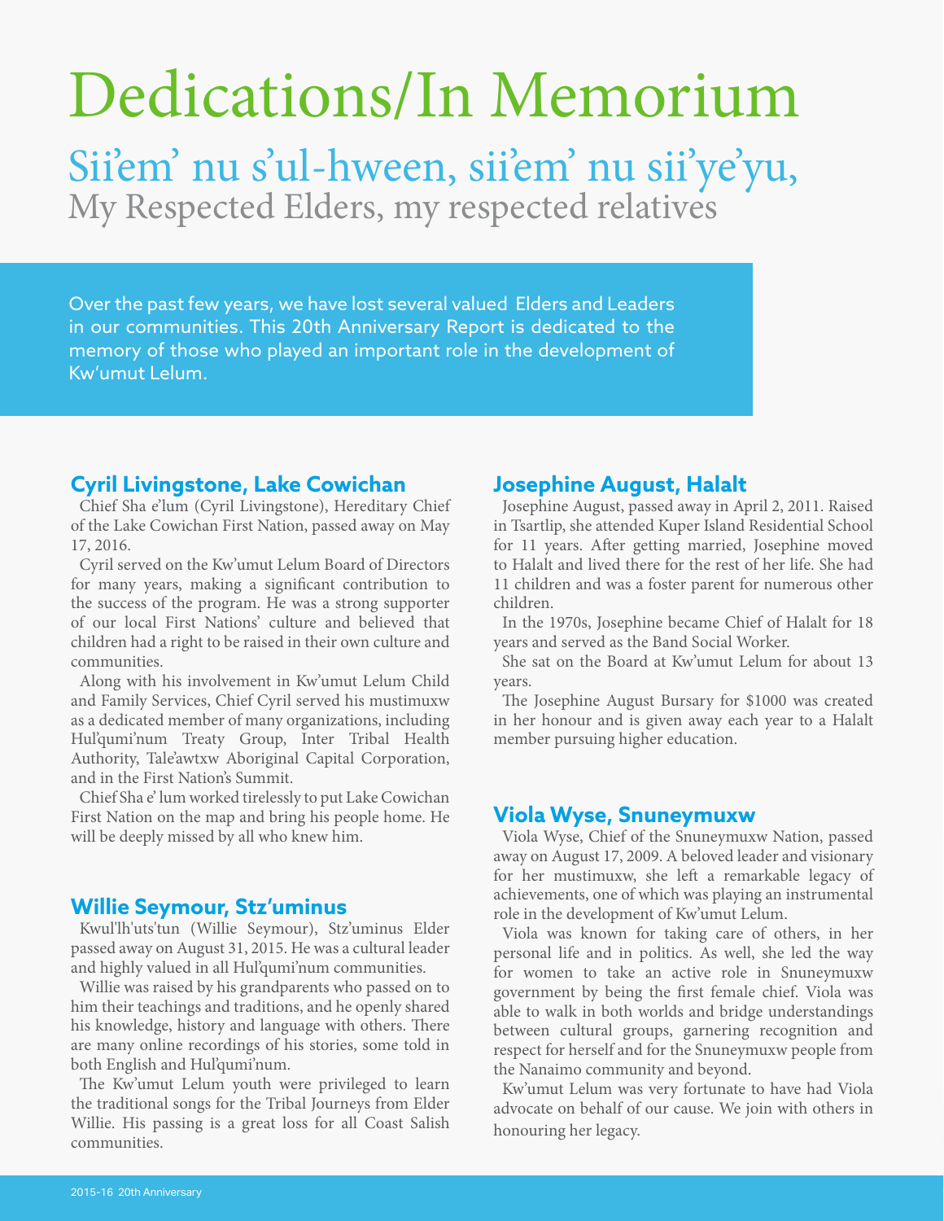# Dedications/In Memorium

## Sii'em' nu s'ul-hween, sii'em' nu sii'ye'yu,

My Respected Elders, my respected relatives

Over the past few years, we have lost several valued Elders and Leaders in our communities. This 20th Anniversary Report is dedicated to the memory of those who played an important role in the development of Kw'umut Lelum.

### Cyril Livingstone, Lake Cowichan

Chief Sha e'lum (Cyril Livingstone), Hereditary Chief of the Lake Cowichan First Nation, passed away on May 17, 2016.

Cyril served on the Kw'umut Lelum Board of Directors for many years, making a significant contribution to the success of the program. He was a strong supporter of our local First Nations' culture and believed that children had a right to be raised in their own culture and communities.

Along with his involvement in Kw'umut Lelum Child and Family Services, Chief Cyril served his mustimuxw as a dedicated member of many organizations, including Hul'qumi'num Treaty Group, Inter Tribal Health Authority, Tale'awtxw Aboriginal Capital Corporation, and in the First Nation's Summit.

Chief Sha e' lum worked tirelessly to put Lake Cowichan First Nation on the map and bring his people home. He will be deeply missed by all who knew him.

### Willie Seymour, Stz'uminus

Kwul'lh'uts'tun (Willie Seymour), Stz'uminus Elder passed away on August 31, 2015. He was a cultural leader and highly valued in all Hul'qumi'num communities.

Willie was raised by his grandparents who passed on to him their teachings and traditions, and he openly shared his knowledge, history and language with others. There are many online recordings of his stories, some told in both English and Hul'qumi'num.

The Kw'umut Lelum youth were privileged to learn the traditional songs for the Tribal Journeys from Elder Willie. His passing is a great loss for all Coast Salish communities.

### Josephine August, Halalt

Josephine August, passed away in April 2, 2011. Raised in Tsartlip, she attended Kuper Island Residential School for 11 years. After getting married, Josephine moved to Halalt and lived there for the rest of her life. She had 11 children and was a foster parent for numerous other children.

In the 1970s, Josephine became Chief of Halalt for 18 years and served as the Band Social Worker.

She sat on the Board at Kw'umut Lelum for about 13 years.

The Josephine August Bursary for $1000 was created in her honour and is given away each year to a Halalt member pursuing higher education.

### Viola Wyse, Snuneymuxw

Viola Wyse, Chief of the Snuneymuxw Nation, passed away on August 17, 2009. A beloved leader and visionary for her mustimuxw, she left a remarkable legacy of achievements, one of which was playing an instrumental role in the development of Kw'umut Lelum.

Viola was known for taking care of others, in her personal life and in politics. As well, she led the way for women to take an active role in Snuneymuxw government by being the first female chief. Viola was able to walk in both worlds and bridge understandings between cultural groups, garnering recognition and respect for herself and for the Snuneymuxw people from the Nanaimo community and beyond.

Kw'umut Lelum was very fortunate to have had Viola advocate on behalf of our cause. We join with others in honouring her legacy.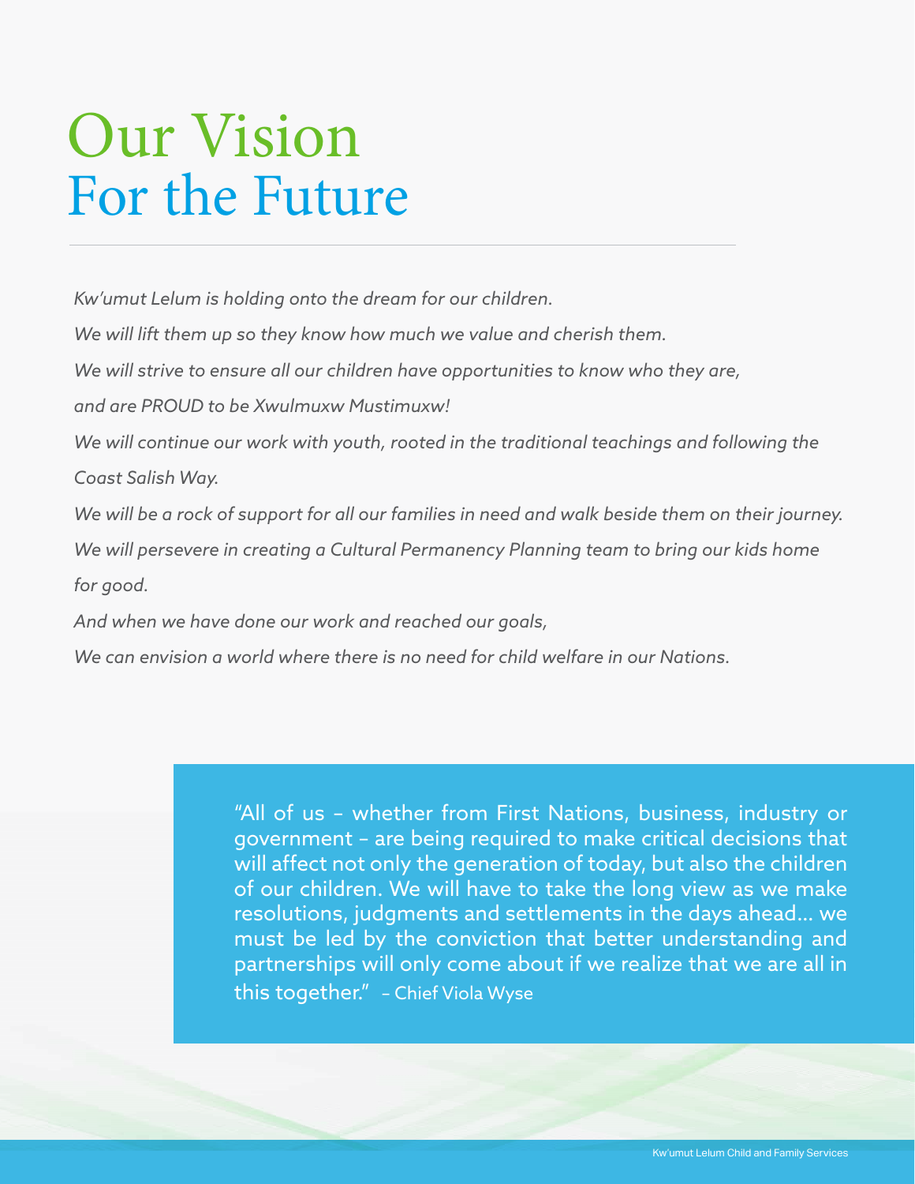# Our Vision For the Future

*Kw'umut Lelum is holding onto the dream for our children.*

*We will lift them up so they know how much we value and cherish them.*

*We will strive to ensure all our children have opportunities to know who they are, and are PROUD to be Xwulmuxw Mustimuxw!*

*We will continue our work with youth, rooted in the traditional teachings and following the Coast Salish Way.*

*We will be a rock of support for all our families in need and walk beside them on their journey.*

*We will persevere in creating a Cultural Permanency Planning team to bring our kids home for good.*

*And when we have done our work and reached our goals,*

*We can envision a world where there is no need for child welfare in our Nations.*

> "All of us – whether from First Nations, business, industry or government – are being required to make critical decisions that will affect not only the generation of today, but also the children of our children. We will have to take the long view as we make resolutions, judgments and settlements in the days ahead… we must be led by the conviction that better understanding and partnerships will only come about if we realize that we are all in this together." – Chief Viola Wyse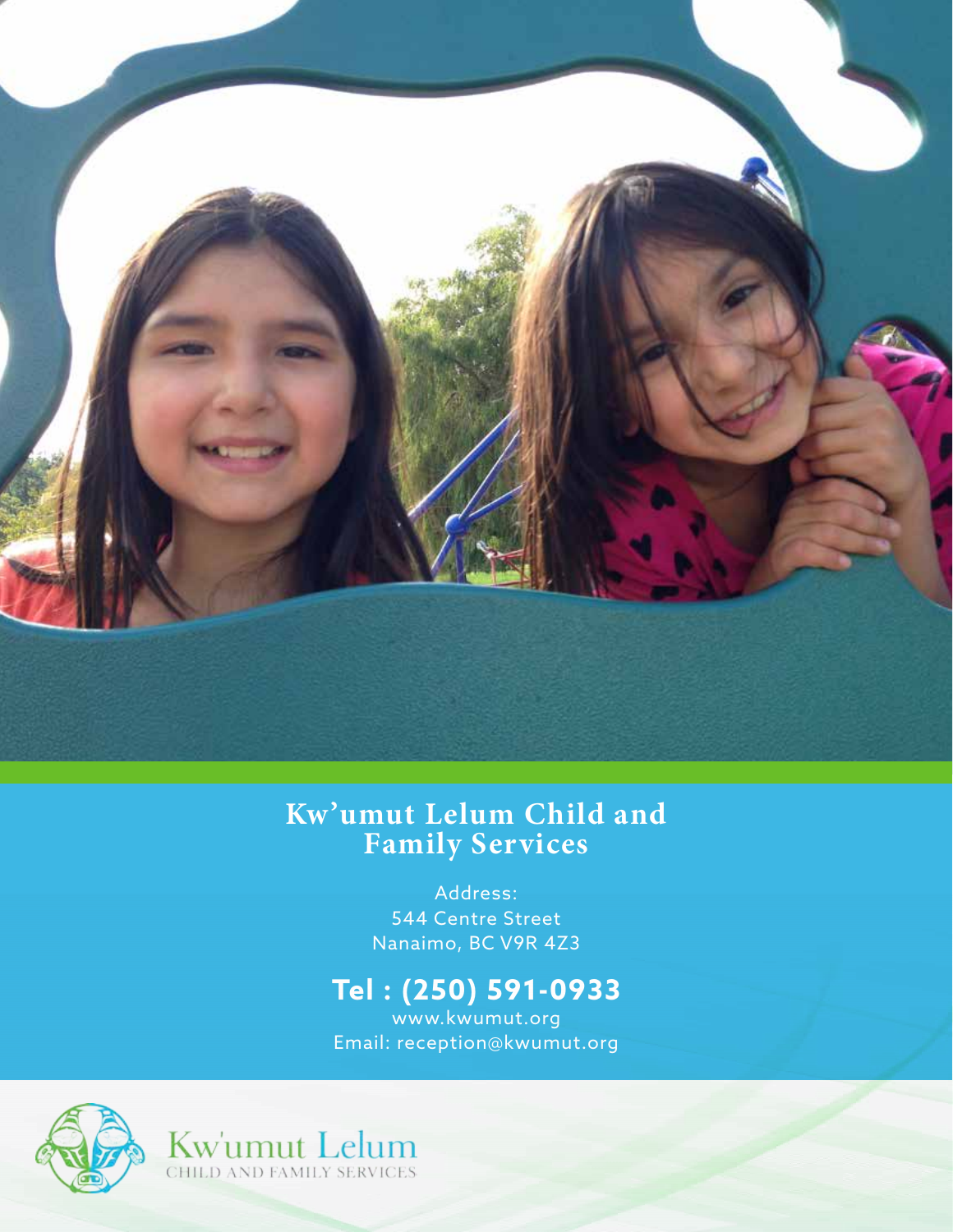# Kw'umut Lelum Child and Family Services

Address:
544 Centre Street
Nanaimo, BC V9R 4Z3

**Tel : (250) 591-0933**

www.kwumut.org
Email: reception@kwumut.org

Kw'umut Lelum
CHILD AND FAMILY SERVICES